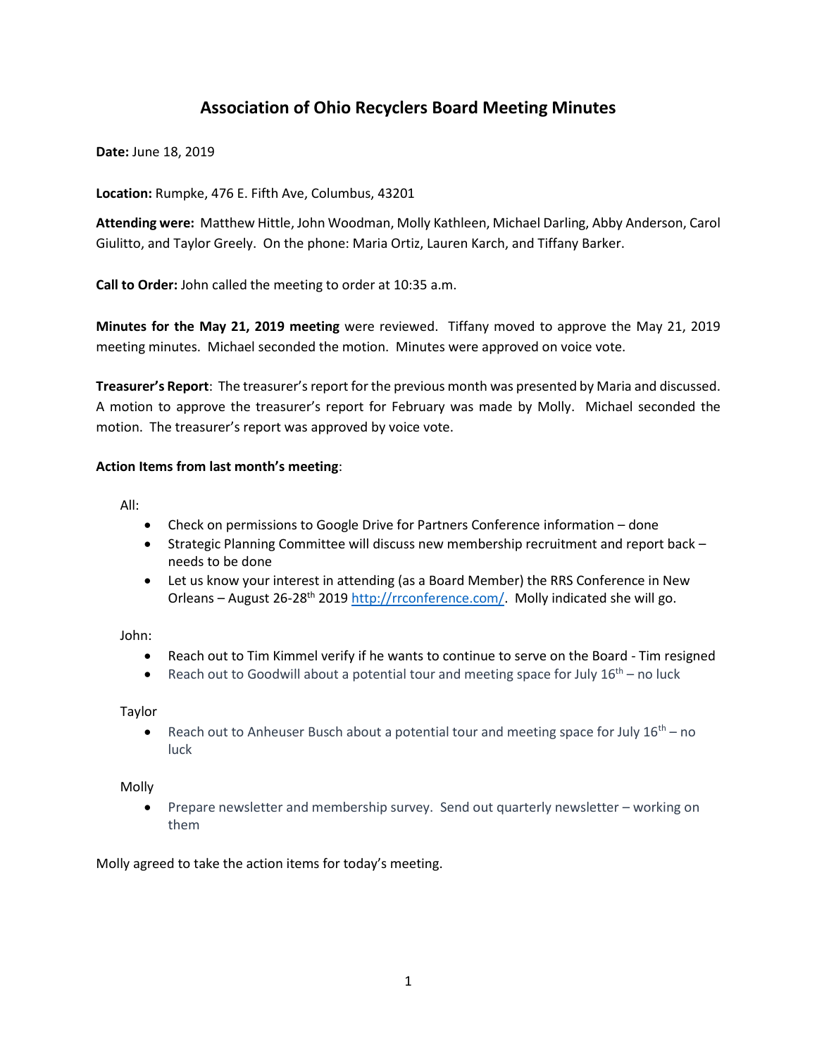# Association of Ohio Recyclers Board Meeting Minutes

**Date:** June 18, 2019

**Location:** Rumpke, 476 E. Fifth Ave, Columbus, 43201

**Attending were:** Matthew Hittle, John Woodman, Molly Kathleen, Michael Darling, Abby Anderson, Carol Giulitto, and Taylor Greely. On the phone: Maria Ortiz, Lauren Karch, and Tiffany Barker.

**Call to Order:** John called the meeting to order at 10:35 a.m.

**Minutes for the May 21, 2019 meeting** were reviewed. Tiffany moved to approve the May 21, 2019 meeting minutes. Michael seconded the motion. Minutes were approved on voice vote.

**Treasurer's Report**: The treasurer's report for the previous month was presented by Maria and discussed. A motion to approve the treasurer's report for February was made by Molly. Michael seconded the motion. The treasurer's report was approved by voice vote.

**Action Items from last month's meeting**:

All:

- Check on permissions to Google Drive for Partners Conference information – done
- Strategic Planning Committee will discuss new membership recruitment and report back – needs to be done
- Let us know your interest in attending (as a Board Member) the RRS Conference in New Orleans – August 26-28th 2019 http://rrconference.com/. Molly indicated she will go.

John:

- Reach out to Tim Kimmel verify if he wants to continue to serve on the Board - Tim resigned
- Reach out to Goodwill about a potential tour and meeting space for July 16th – no luck

Taylor

- Reach out to Anheuser Busch about a potential tour and meeting space for July 16th – no luck

Molly

- Prepare newsletter and membership survey. Send out quarterly newsletter – working on them

Molly agreed to take the action items for today's meeting.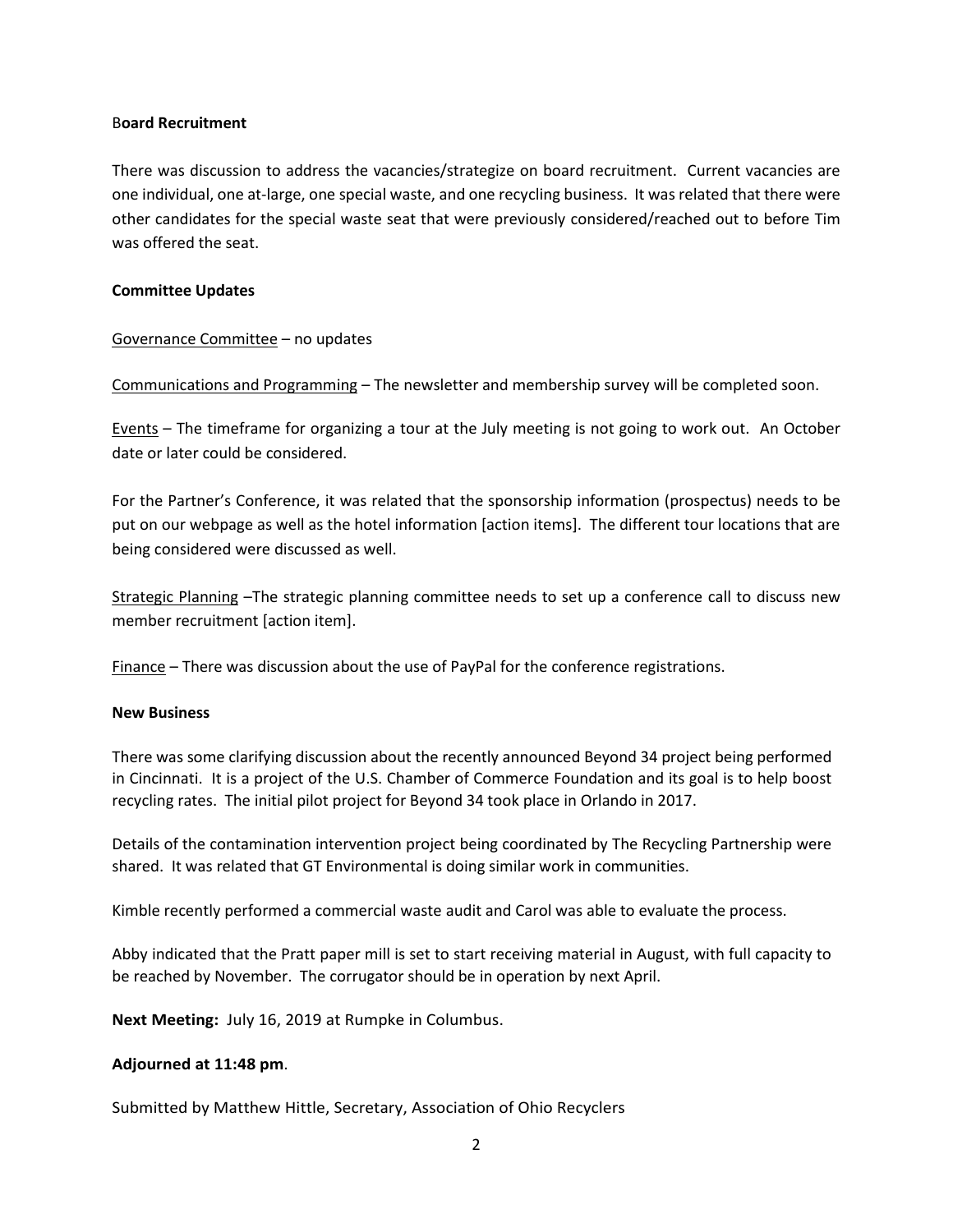**Board Recruitment**

There was discussion to address the vacancies/strategize on board recruitment. Current vacancies are one individual, one at-large, one special waste, and one recycling business. It was related that there were other candidates for the special waste seat that were previously considered/reached out to before Tim was offered the seat.

**Committee Updates**

Governance Committee – no updates

Communications and Programming – The newsletter and membership survey will be completed soon.

Events – The timeframe for organizing a tour at the July meeting is not going to work out. An October date or later could be considered.

For the Partner's Conference, it was related that the sponsorship information (prospectus) needs to be put on our webpage as well as the hotel information [action items]. The different tour locations that are being considered were discussed as well.

Strategic Planning –The strategic planning committee needs to set up a conference call to discuss new member recruitment [action item].

Finance – There was discussion about the use of PayPal for the conference registrations.

**New Business**

There was some clarifying discussion about the recently announced Beyond 34 project being performed in Cincinnati. It is a project of the U.S. Chamber of Commerce Foundation and its goal is to help boost recycling rates. The initial pilot project for Beyond 34 took place in Orlando in 2017.

Details of the contamination intervention project being coordinated by The Recycling Partnership were shared. It was related that GT Environmental is doing similar work in communities.

Kimble recently performed a commercial waste audit and Carol was able to evaluate the process.

Abby indicated that the Pratt paper mill is set to start receiving material in August, with full capacity to be reached by November. The corrugator should be in operation by next April.

**Next Meeting:** July 16, 2019 at Rumpke in Columbus.

**Adjourned at 11:48 pm**.

Submitted by Matthew Hittle, Secretary, Association of Ohio Recyclers